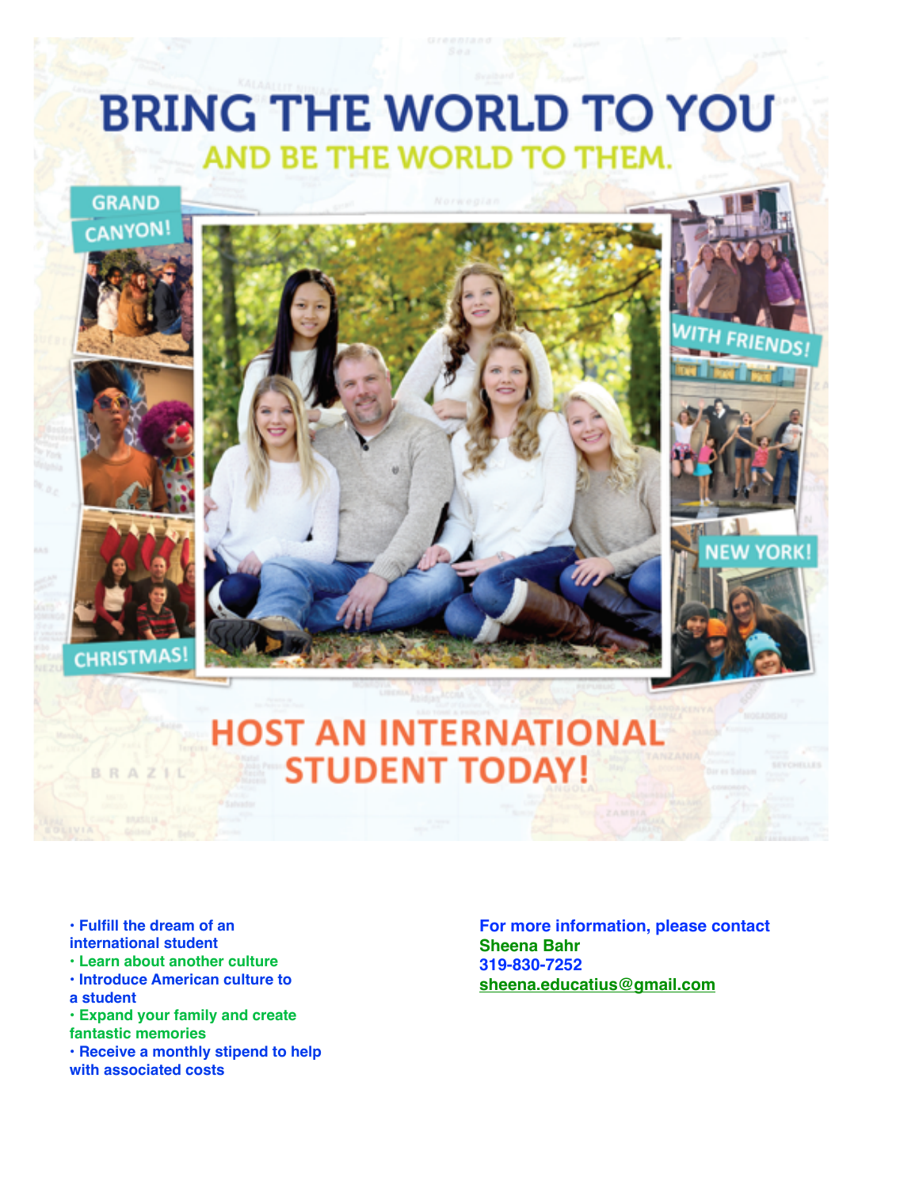# BRING THE WORLD TO YOU

## AND BE THE WORLD TO THEM.

GRAND CANYON!

WITH FRIENDS!

NEW YORK!

CHRISTMAS!

## HOST AN INTERNATIONAL STUDENT TODAY!

- **Fulfill the dream of an international student**
- **Learn about another culture**
- **Introduce American culture to a student**
- **Expand your family and create fantastic memories**
- **Receive a monthly stipend to help with associated costs**

**For more information, please contact**
**Sheena Bahr**
**319-830-7252**
**sheena.educatius@gmail.com**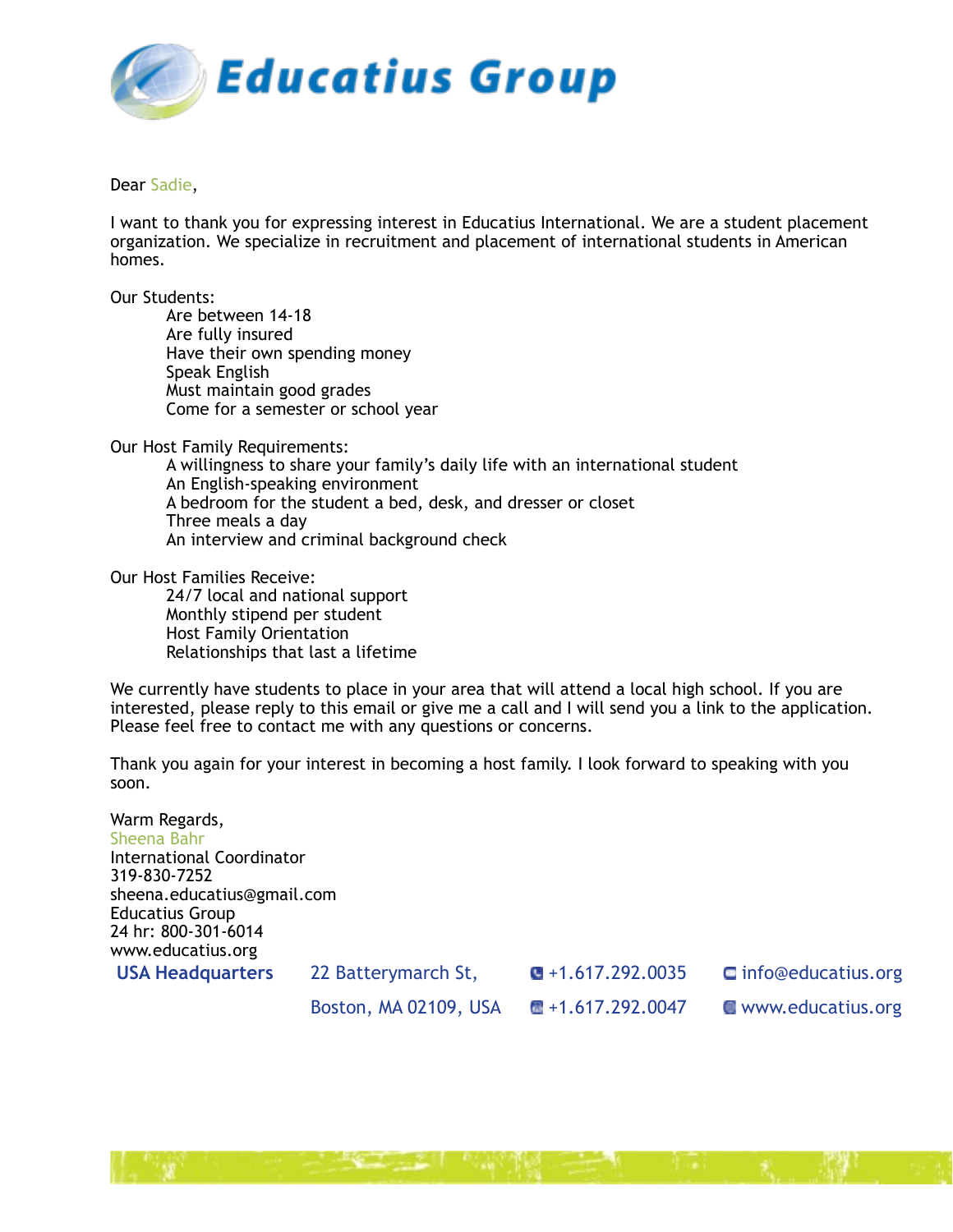# Educatius Group

Dear Sadie,

I want to thank you for expressing interest in Educatius International. We are a student placement organization. We specialize in recruitment and placement of international students in American homes.

Our Students:

- Are between 14-18
- Are fully insured
- Have their own spending money
- Speak English
- Must maintain good grades
- Come for a semester or school year

Our Host Family Requirements:

- A willingness to share your family's daily life with an international student
- An English-speaking environment
- A bedroom for the student a bed, desk, and dresser or closet
- Three meals a day
- An interview and criminal background check

Our Host Families Receive:

- 24/7 local and national support
- Monthly stipend per student
- Host Family Orientation
- Relationships that last a lifetime

We currently have students to place in your area that will attend a local high school. If you are interested, please reply to this email or give me a call and I will send you a link to the application. Please feel free to contact me with any questions or concerns.

Thank you again for your interest in becoming a host family. I look forward to speaking with you soon.

Warm Regards,
Sheena Bahr
International Coordinator
319-830-7252
sheena.educatius@gmail.com
Educatius Group
24 hr: 800-301-6014
www.educatius.org

**USA Headquarters** 22 Batterymarch St, Boston, MA 02109, USA | +1.617.292.0035 | +1.617.292.0047 | info@educatius.org | www.educatius.org